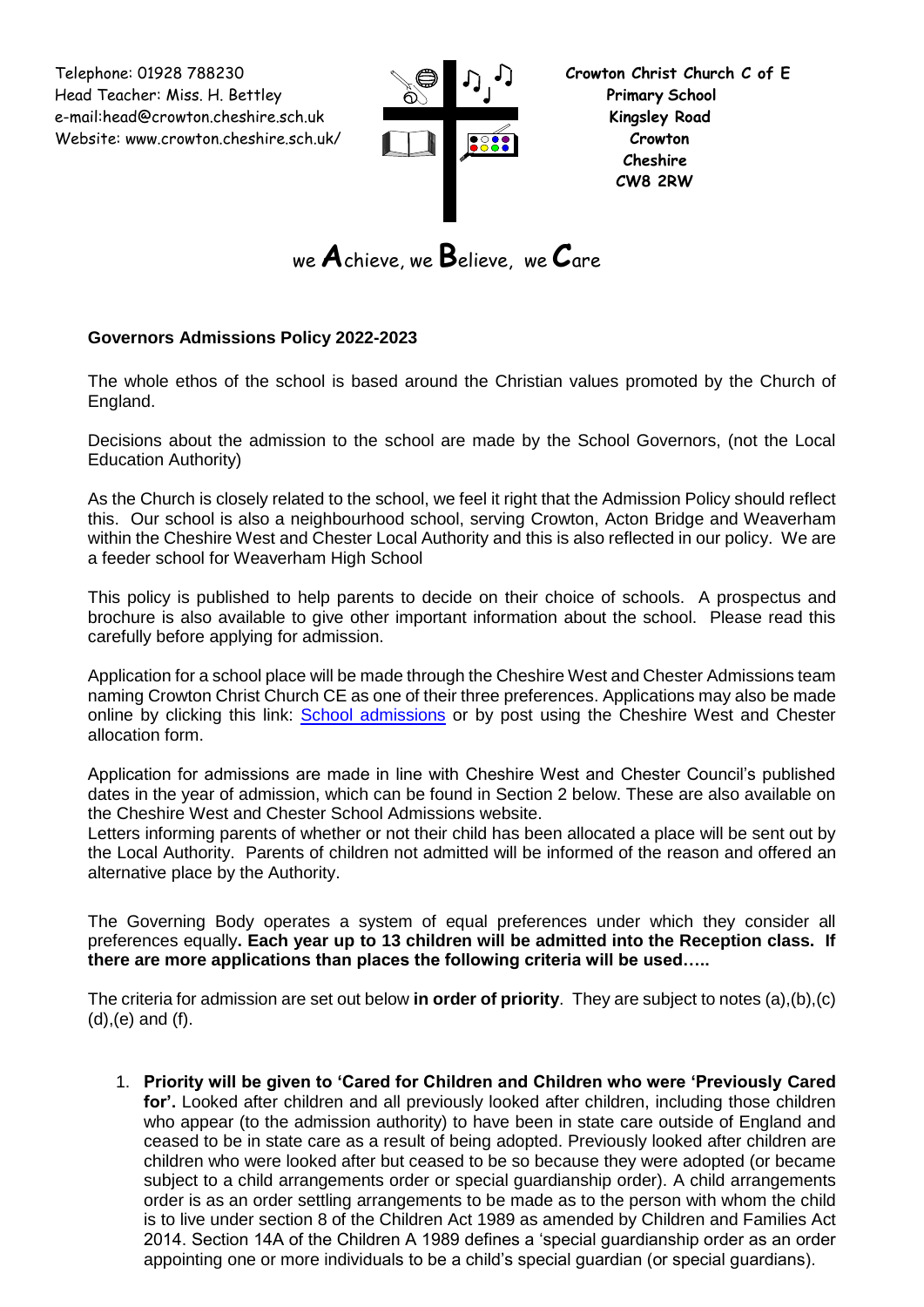Telephone: 01928 788230
Head Teacher: Miss. H. Bettley
e-mail:head@crowton.cheshire.sch.uk
Website: www.crowton.cheshire.sch.uk/

**Crowton Christ Church C of E Primary School**
**Kingsley Road**
**Crowton**
**Cheshire**
**CW8 2RW**

we **A**chieve, we **B**elieve, we **C**are

**Governors Admissions Policy 2022-2023**

The whole ethos of the school is based around the Christian values promoted by the Church of England.

Decisions about the admission to the school are made by the School Governors, (not the Local Education Authority)

As the Church is closely related to the school, we feel it right that the Admission Policy should reflect this. Our school is also a neighbourhood school, serving Crowton, Acton Bridge and Weaverham within the Cheshire West and Chester Local Authority and this is also reflected in our policy. We are a feeder school for Weaverham High School

This policy is published to help parents to decide on their choice of schools. A prospectus and brochure is also available to give other important information about the school. Please read this carefully before applying for admission.

Application for a school place will be made through the Cheshire West and Chester Admissions team naming Crowton Christ Church CE as one of their three preferences. Applications may also be made online by clicking this link: School admissions or by post using the Cheshire West and Chester allocation form.

Application for admissions are made in line with Cheshire West and Chester Council's published dates in the year of admission, which can be found in Section 2 below. These are also available on the Cheshire West and Chester School Admissions website.
Letters informing parents of whether or not their child has been allocated a place will be sent out by the Local Authority. Parents of children not admitted will be informed of the reason and offered an alternative place by the Authority.

The Governing Body operates a system of equal preferences under which they consider all preferences equally**. Each year up to 13 children will be admitted into the Reception class. If there are more applications than places the following criteria will be used…..**

The criteria for admission are set out below **in order of priority**. They are subject to notes (a),(b),(c)(d),(e) and (f).

1. **Priority will be given to 'Cared for Children and Children who were 'Previously Cared for'.** Looked after children and all previously looked after children, including those children who appear (to the admission authority) to have been in state care outside of England and ceased to be in state care as a result of being adopted. Previously looked after children are children who were looked after but ceased to be so because they were adopted (or became subject to a child arrangements order or special guardianship order). A child arrangements order is as an order settling arrangements to be made as to the person with whom the child is to live under section 8 of the Children Act 1989 as amended by Children and Families Act 2014. Section 14A of the Children A 1989 defines a 'special guardianship order as an order appointing one or more individuals to be a child's special guardian (or special guardians).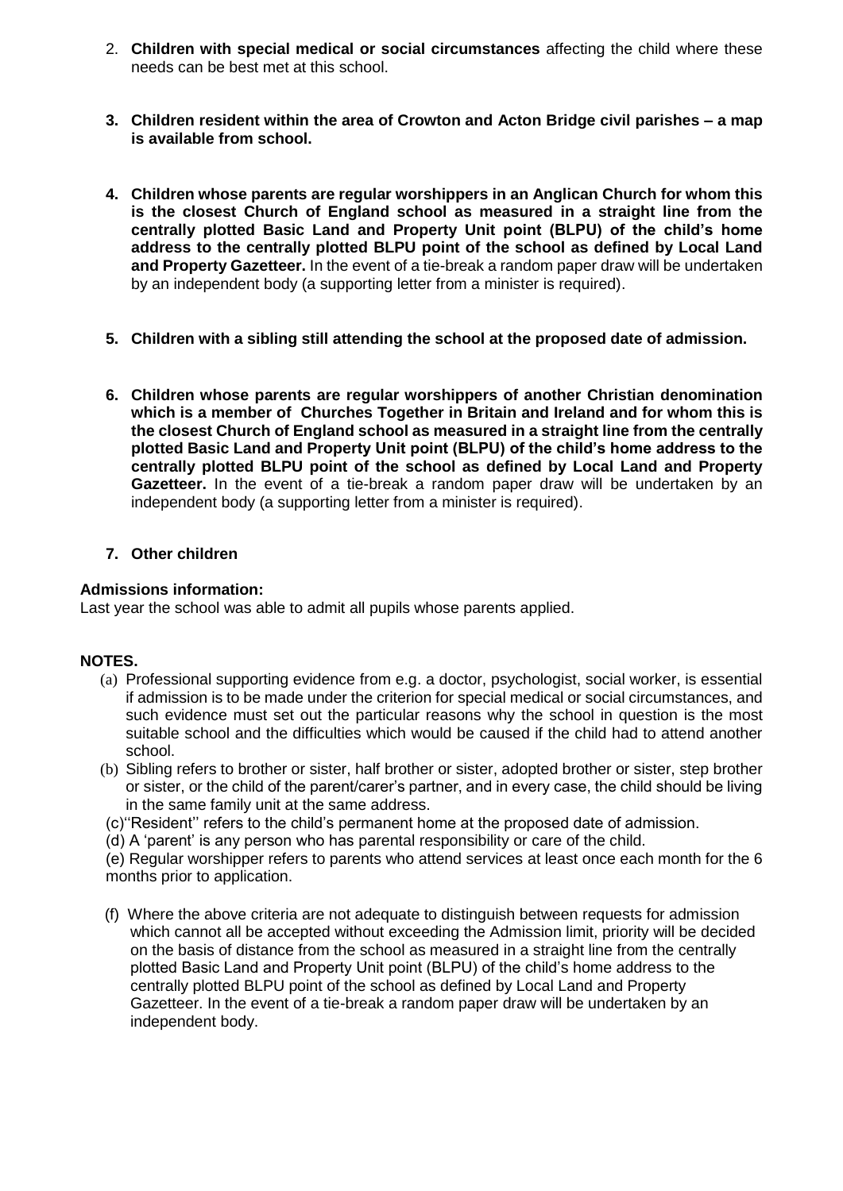2. **Children with special medical or social circumstances** affecting the child where these needs can be best met at this school.

3. **Children resident within the area of Crowton and Acton Bridge civil parishes – a map is available from school.**

4. **Children whose parents are regular worshippers in an Anglican Church for whom this is the closest Church of England school as measured in a straight line from the centrally plotted Basic Land and Property Unit point (BLPU) of the child's home address to the centrally plotted BLPU point of the school as defined by Local Land and Property Gazetteer.** In the event of a tie-break a random paper draw will be undertaken by an independent body (a supporting letter from a minister is required).

5. **Children with a sibling still attending the school at the proposed date of admission.**

6. **Children whose parents are regular worshippers of another Christian denomination which is a member of Churches Together in Britain and Ireland and for whom this is the closest Church of England school as measured in a straight line from the centrally plotted Basic Land and Property Unit point (BLPU) of the child's home address to the centrally plotted BLPU point of the school as defined by Local Land and Property Gazetteer.** In the event of a tie-break a random paper draw will be undertaken by an independent body (a supporting letter from a minister is required).

7. **Other children**

**Admissions information:**
Last year the school was able to admit all pupils whose parents applied.

**NOTES.**

(a) Professional supporting evidence from e.g. a doctor, psychologist, social worker, is essential if admission is to be made under the criterion for special medical or social circumstances, and such evidence must set out the particular reasons why the school in question is the most suitable school and the difficulties which would be caused if the child had to attend another school.

(b) Sibling refers to brother or sister, half brother or sister, adopted brother or sister, step brother or sister, or the child of the parent/carer's partner, and in every case, the child should be living in the same family unit at the same address.

(c) ''Resident'' refers to the child's permanent home at the proposed date of admission.

(d) A 'parent' is any person who has parental responsibility or care of the child.

(e) Regular worshipper refers to parents who attend services at least once each month for the 6 months prior to application.

(f) Where the above criteria are not adequate to distinguish between requests for admission which cannot all be accepted without exceeding the Admission limit, priority will be decided on the basis of distance from the school as measured in a straight line from the centrally plotted Basic Land and Property Unit point (BLPU) of the child's home address to the centrally plotted BLPU point of the school as defined by Local Land and Property Gazetteer. In the event of a tie-break a random paper draw will be undertaken by an independent body.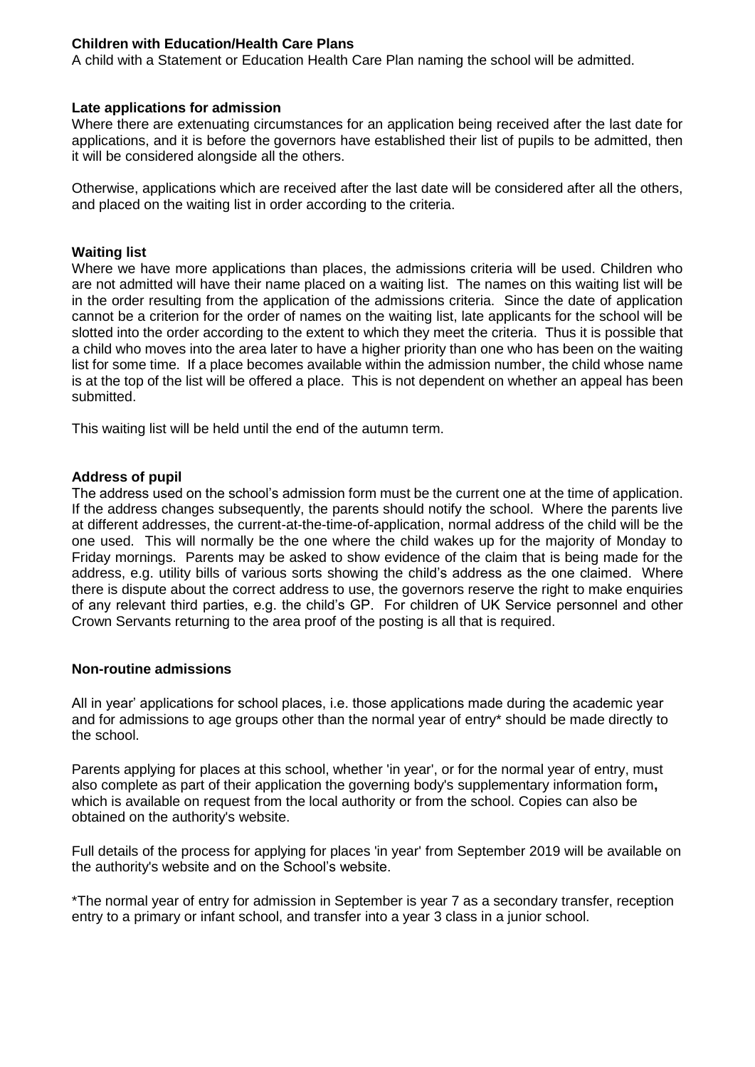**Children with Education/Health Care Plans**

A child with a Statement or Education Health Care Plan naming the school will be admitted.

**Late applications for admission**

Where there are extenuating circumstances for an application being received after the last date for applications, and it is before the governors have established their list of pupils to be admitted, then it will be considered alongside all the others.

Otherwise, applications which are received after the last date will be considered after all the others, and placed on the waiting list in order according to the criteria.

**Waiting list**

Where we have more applications than places, the admissions criteria will be used. Children who are not admitted will have their name placed on a waiting list. The names on this waiting list will be in the order resulting from the application of the admissions criteria. Since the date of application cannot be a criterion for the order of names on the waiting list, late applicants for the school will be slotted into the order according to the extent to which they meet the criteria. Thus it is possible that a child who moves into the area later to have a higher priority than one who has been on the waiting list for some time. If a place becomes available within the admission number, the child whose name is at the top of the list will be offered a place. This is not dependent on whether an appeal has been submitted.

This waiting list will be held until the end of the autumn term.

**Address of pupil**

The address used on the school's admission form must be the current one at the time of application. If the address changes subsequently, the parents should notify the school. Where the parents live at different addresses, the current-at-the-time-of-application, normal address of the child will be the one used. This will normally be the one where the child wakes up for the majority of Monday to Friday mornings. Parents may be asked to show evidence of the claim that is being made for the address, e.g. utility bills of various sorts showing the child's address as the one claimed. Where there is dispute about the correct address to use, the governors reserve the right to make enquiries of any relevant third parties, e.g. the child's GP. For children of UK Service personnel and other Crown Servants returning to the area proof of the posting is all that is required.

**Non-routine admissions**

All in year' applications for school places, i.e. those applications made during the academic year and for admissions to age groups other than the normal year of entry* should be made directly to the school.

Parents applying for places at this school, whether 'in year', or for the normal year of entry, must also complete as part of their application the governing body's supplementary information form**,** which is available on request from the local authority or from the school. Copies can also be obtained on the authority's website.

Full details of the process for applying for places 'in year' from September 2019 will be available on the authority's website and on the School's website.

*The normal year of entry for admission in September is year 7 as a secondary transfer, reception entry to a primary or infant school, and transfer into a year 3 class in a junior school.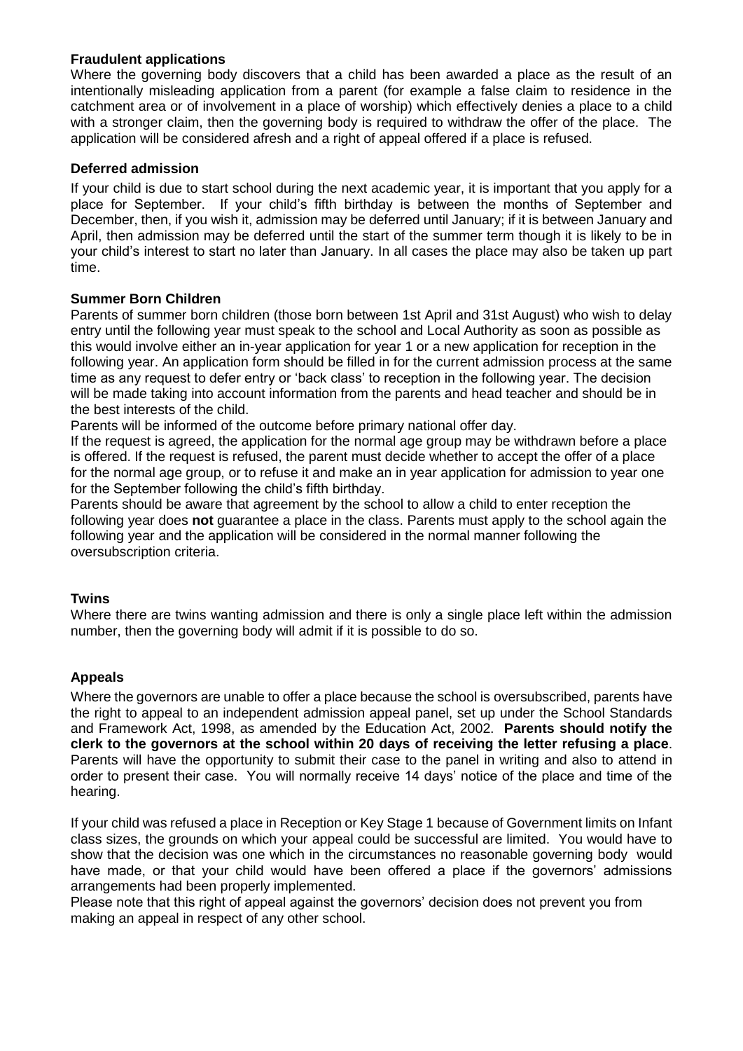### Fraudulent applications

Where the governing body discovers that a child has been awarded a place as the result of an intentionally misleading application from a parent (for example a false claim to residence in the catchment area or of involvement in a place of worship) which effectively denies a place to a child with a stronger claim, then the governing body is required to withdraw the offer of the place. The application will be considered afresh and a right of appeal offered if a place is refused.

### Deferred admission

If your child is due to start school during the next academic year, it is important that you apply for a place for September. If your child's fifth birthday is between the months of September and December, then, if you wish it, admission may be deferred until January; if it is between January and April, then admission may be deferred until the start of the summer term though it is likely to be in your child's interest to start no later than January. In all cases the place may also be taken up part time.

### Summer Born Children

Parents of summer born children (those born between 1st April and 31st August) who wish to delay entry until the following year must speak to the school and Local Authority as soon as possible as this would involve either an in-year application for year 1 or a new application for reception in the following year. An application form should be filled in for the current admission process at the same time as any request to defer entry or 'back class' to reception in the following year. The decision will be made taking into account information from the parents and head teacher and should be in the best interests of the child.

Parents will be informed of the outcome before primary national offer day.

If the request is agreed, the application for the normal age group may be withdrawn before a place is offered. If the request is refused, the parent must decide whether to accept the offer of a place for the normal age group, or to refuse it and make an in year application for admission to year one for the September following the child's fifth birthday.

Parents should be aware that agreement by the school to allow a child to enter reception the following year does **not** guarantee a place in the class. Parents must apply to the school again the following year and the application will be considered in the normal manner following the oversubscription criteria.

### Twins

Where there are twins wanting admission and there is only a single place left within the admission number, then the governing body will admit if it is possible to do so.

### Appeals

Where the governors are unable to offer a place because the school is oversubscribed, parents have the right to appeal to an independent admission appeal panel, set up under the School Standards and Framework Act, 1998, as amended by the Education Act, 2002. **Parents should notify the clerk to the governors at the school within 20 days of receiving the letter refusing a place**. Parents will have the opportunity to submit their case to the panel in writing and also to attend in order to present their case. You will normally receive 14 days' notice of the place and time of the hearing.

If your child was refused a place in Reception or Key Stage 1 because of Government limits on Infant class sizes, the grounds on which your appeal could be successful are limited. You would have to show that the decision was one which in the circumstances no reasonable governing body would have made, or that your child would have been offered a place if the governors' admissions arrangements had been properly implemented.

Please note that this right of appeal against the governors' decision does not prevent you from making an appeal in respect of any other school.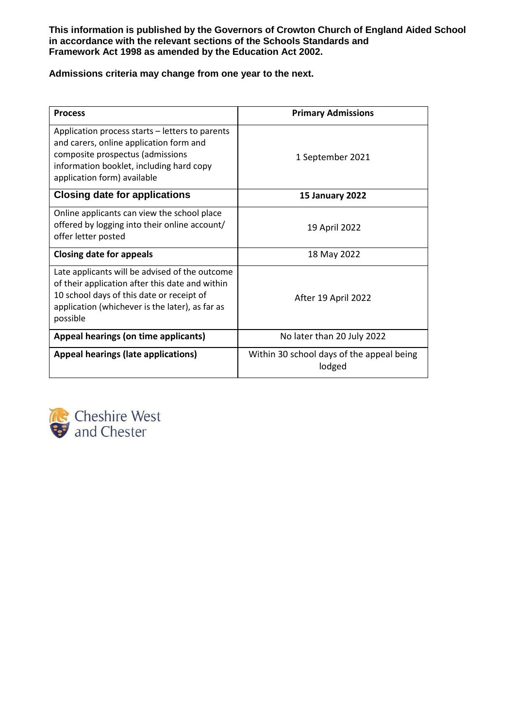**This information is published by the Governors of Crowton Church of England Aided School in accordance with the relevant sections of the Schools Standards and Framework Act 1998 as amended by the Education Act 2002.**

**Admissions criteria may change from one year to the next.**

| **Process** | **Primary Admissions** |
|---|---|
| Application process starts – letters to parents and carers, online application form and composite prospectus (admissions information booklet, including hard copy application form) available | 1 September 2021 |
| **Closing date for applications** | **15 January 2022** |
| Online applicants can view the school place offered by logging into their online account/ offer letter posted | 19 April 2022 |
| **Closing date for appeals** | 18 May 2022 |
| Late applicants will be advised of the outcome of their application after this date and within 10 school days of this date or receipt of application (whichever is the later), as far as possible | After 19 April 2022 |
| **Appeal hearings (on time applicants)** | No later than 20 July 2022 |
| **Appeal hearings (late applications)** | Within 30 school days of the appeal being lodged |

Cheshire West and Chester